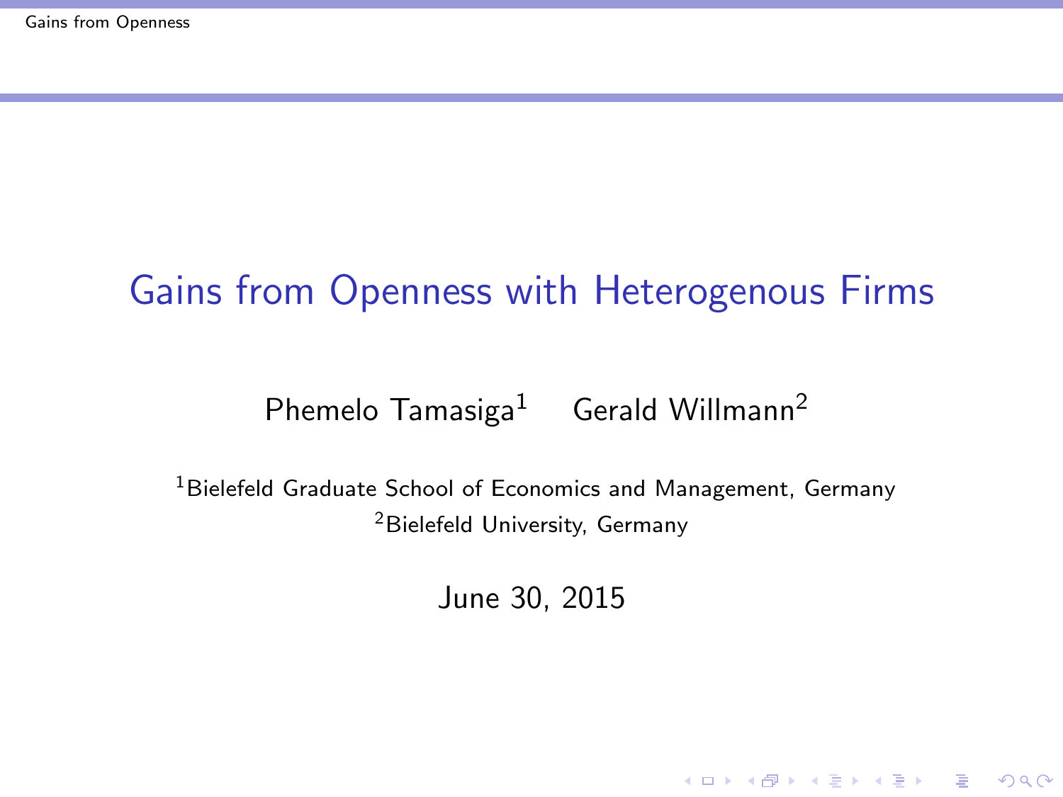# Gains from Openness with Heterogenous Firms

Phemelo Tamasiga[1] Gerald Willmann[2]

[1]Bielefeld Graduate School of Economics and Management, Germany
[2]Bielefeld University, Germany

June 30, 2015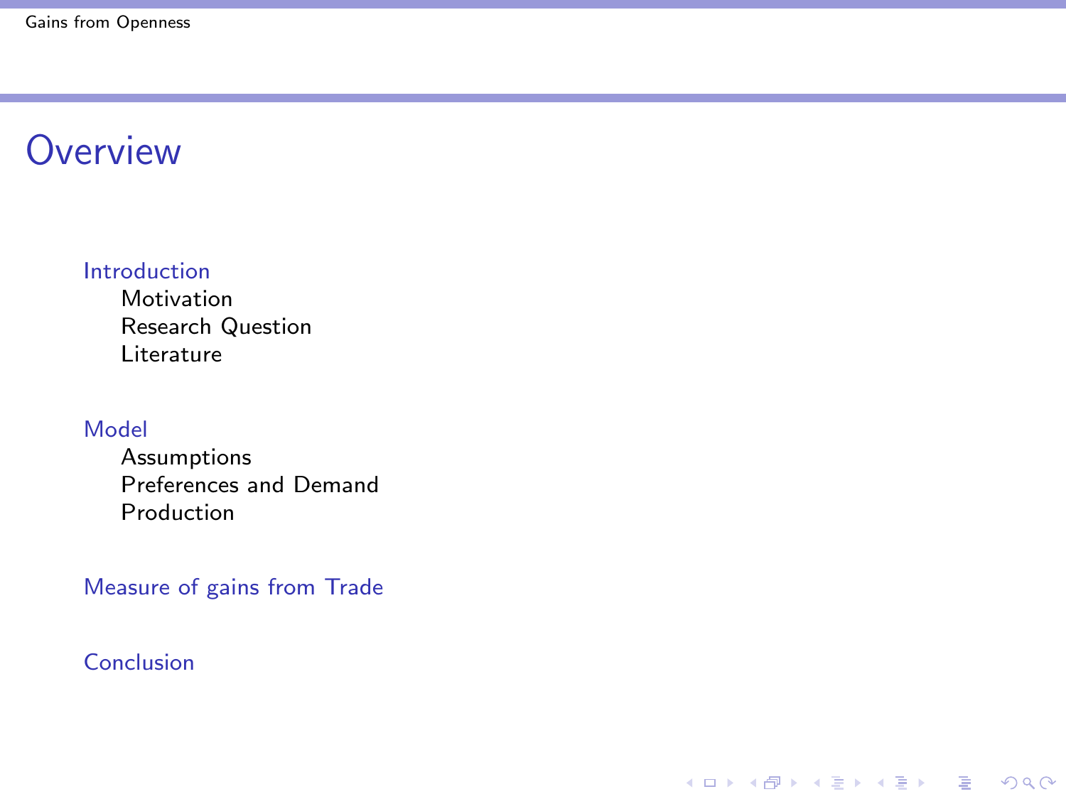# Overview

- Introduction
  - Motivation
  - Research Question
  - Literature
- Model
  - Assumptions
  - Preferences and Demand
  - Production
- Measure of gains from Trade
- Conclusion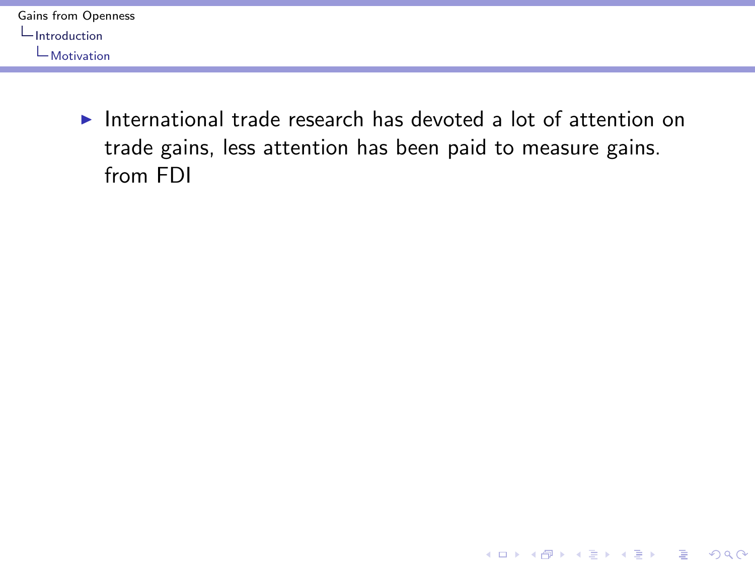- International trade research has devoted a lot of attention on trade gains, less attention has been paid to measure gains. from FDI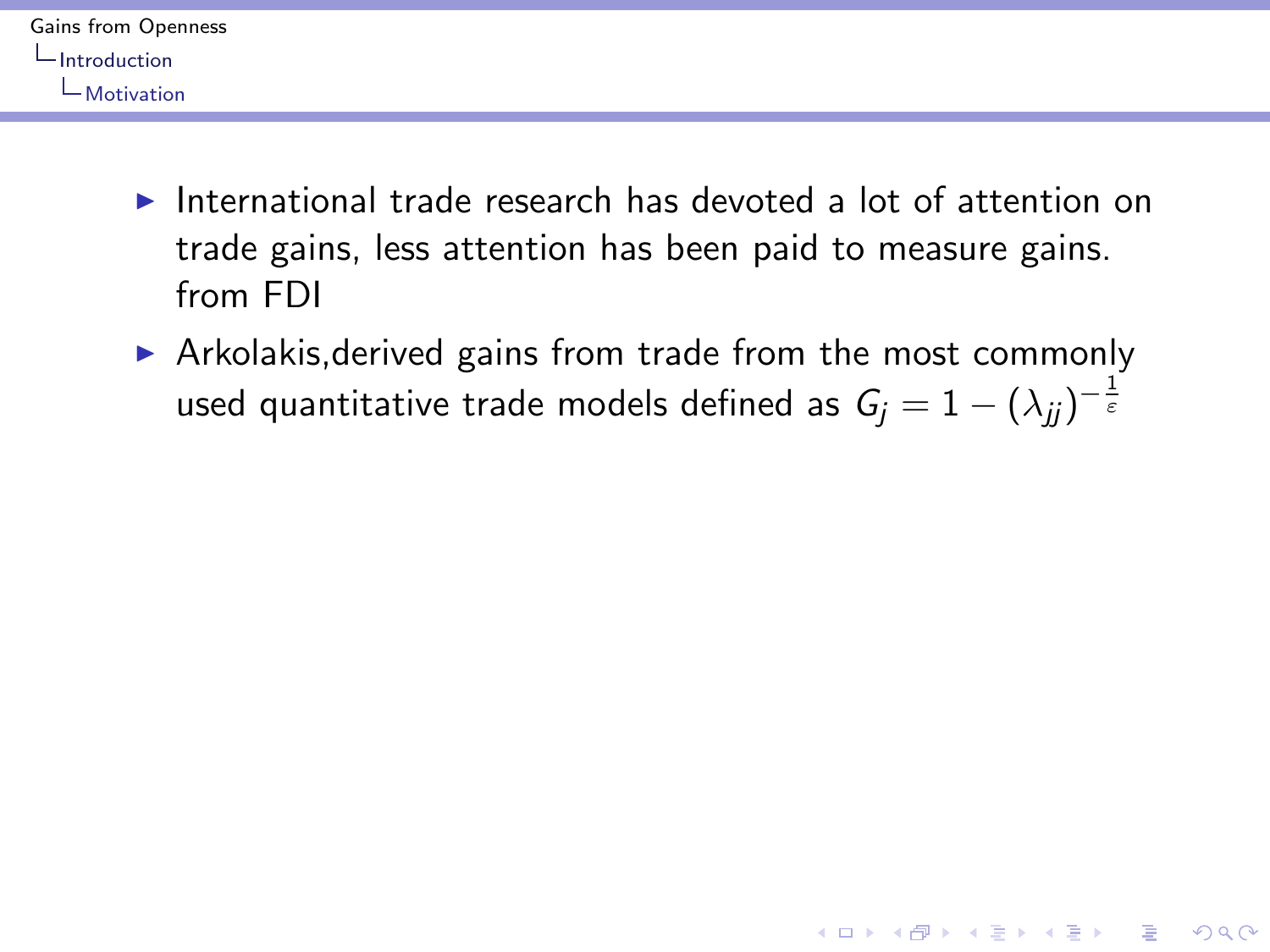- International trade research has devoted a lot of attention on trade gains, less attention has been paid to measure gains. from FDI
- Arkolakis,derived gains from trade from the most commonly used quantitative trade models defined as $G_j = 1 - (\lambda_{jj})^{-\frac{1}{\varepsilon}}$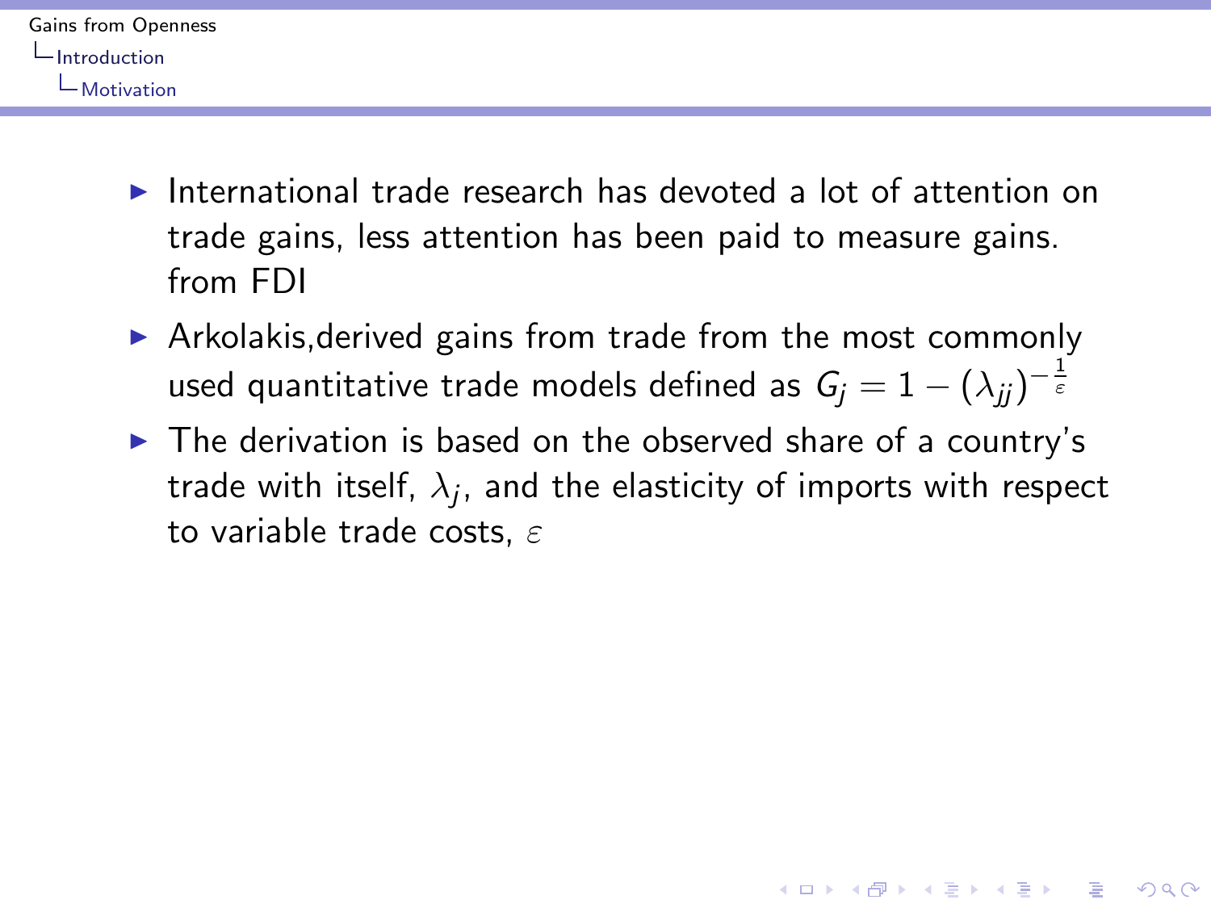- International trade research has devoted a lot of attention on trade gains, less attention has been paid to measure gains. from FDI
- Arkolakis,derived gains from trade from the most commonly used quantitative trade models defined as $G_j = 1 - (\lambda_{jj})^{-\frac{1}{\varepsilon}}$
- The derivation is based on the observed share of a country's trade with itself, $\lambda_j$, and the elasticity of imports with respect to variable trade costs, $\varepsilon$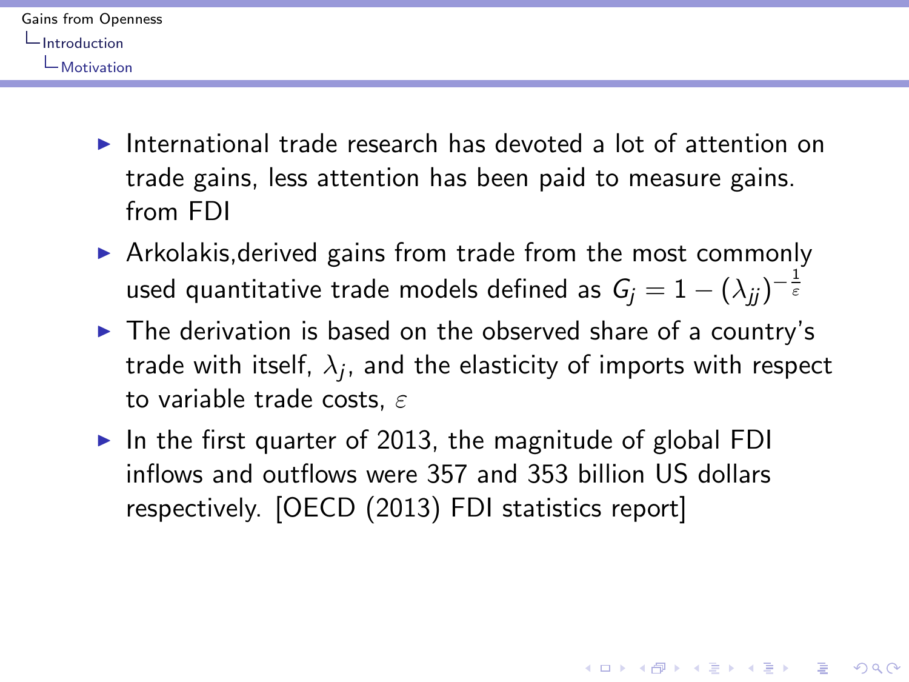- International trade research has devoted a lot of attention on trade gains, less attention has been paid to measure gains. from FDI
- Arkolakis,derived gains from trade from the most commonly used quantitative trade models defined as $G_j = 1 - (\lambda_{jj})^{-\frac{1}{\varepsilon}}$
- The derivation is based on the observed share of a country's trade with itself, $\lambda_j$, and the elasticity of imports with respect to variable trade costs, $\varepsilon$
- In the first quarter of 2013, the magnitude of global FDI inflows and outflows were 357 and 353 billion US dollars respectively. [OECD (2013) FDI statistics report]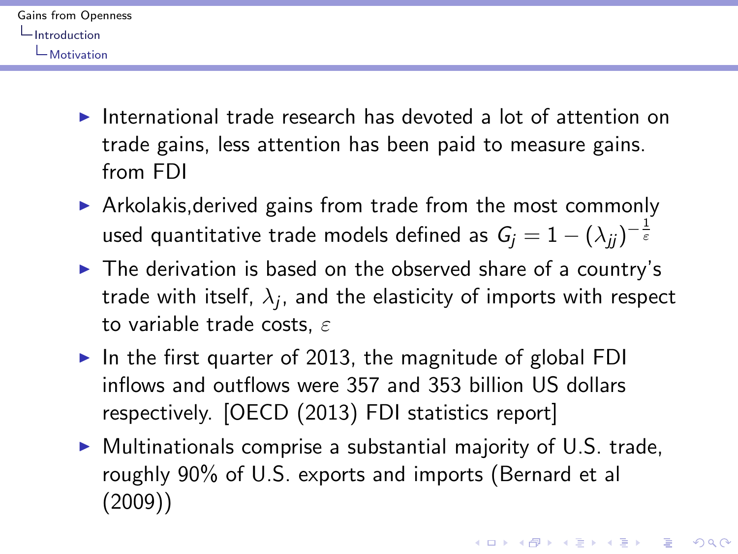- International trade research has devoted a lot of attention on trade gains, less attention has been paid to measure gains. from FDI
- Arkolakis,derived gains from trade from the most commonly used quantitative trade models defined as $G_j = 1 - (\lambda_{jj})^{-\frac{1}{\varepsilon}}$
- The derivation is based on the observed share of a country's trade with itself, $\lambda_j$, and the elasticity of imports with respect to variable trade costs, $\varepsilon$
- In the first quarter of 2013, the magnitude of global FDI inflows and outflows were 357 and 353 billion US dollars respectively. [OECD (2013) FDI statistics report]
- Multinationals comprise a substantial majority of U.S. trade, roughly 90% of U.S. exports and imports (Bernard et al (2009))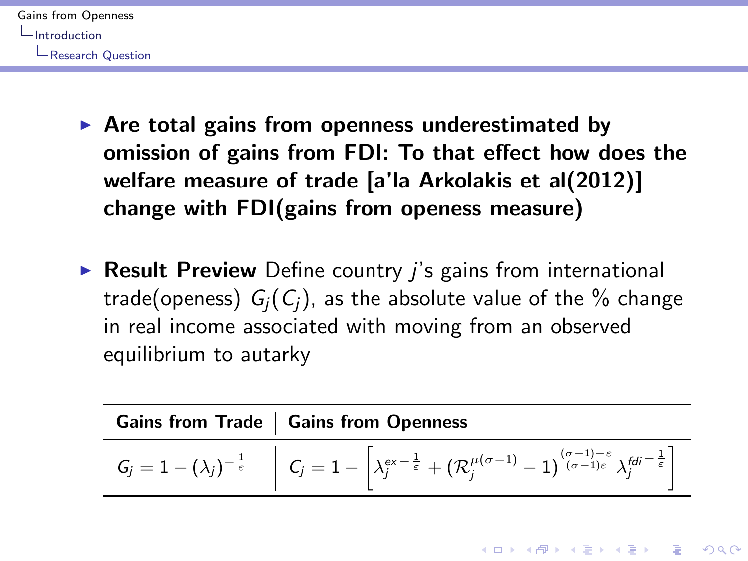- **Are total gains from openness underestimated by omission of gains from FDI: To that effect how does the welfare measure of trade [a'la Arkolakis et al(2012)] change with FDI(gains from openess measure)**

- **Result Preview** Define country $j$'s gains from international trade(openess) $G_j(C_j)$, as the absolute value of the % change in real income associated with moving from an observed equilibrium to autarky

| Gains from Trade | Gains from Openness |
| --- | --- |
| $G_j = 1 - (\lambda_j)^{-\frac{1}{\varepsilon}}$ | $C_j = 1 - \left[\lambda_j^{ex - \frac{1}{\varepsilon}} + (\mathcal{R}_j^{\mu(\sigma-1)} - 1)^{\frac{(\sigma-1)-\varepsilon}{(\sigma-1)\varepsilon}} \lambda_j^{fdi - \frac{1}{\varepsilon}}\right]$ |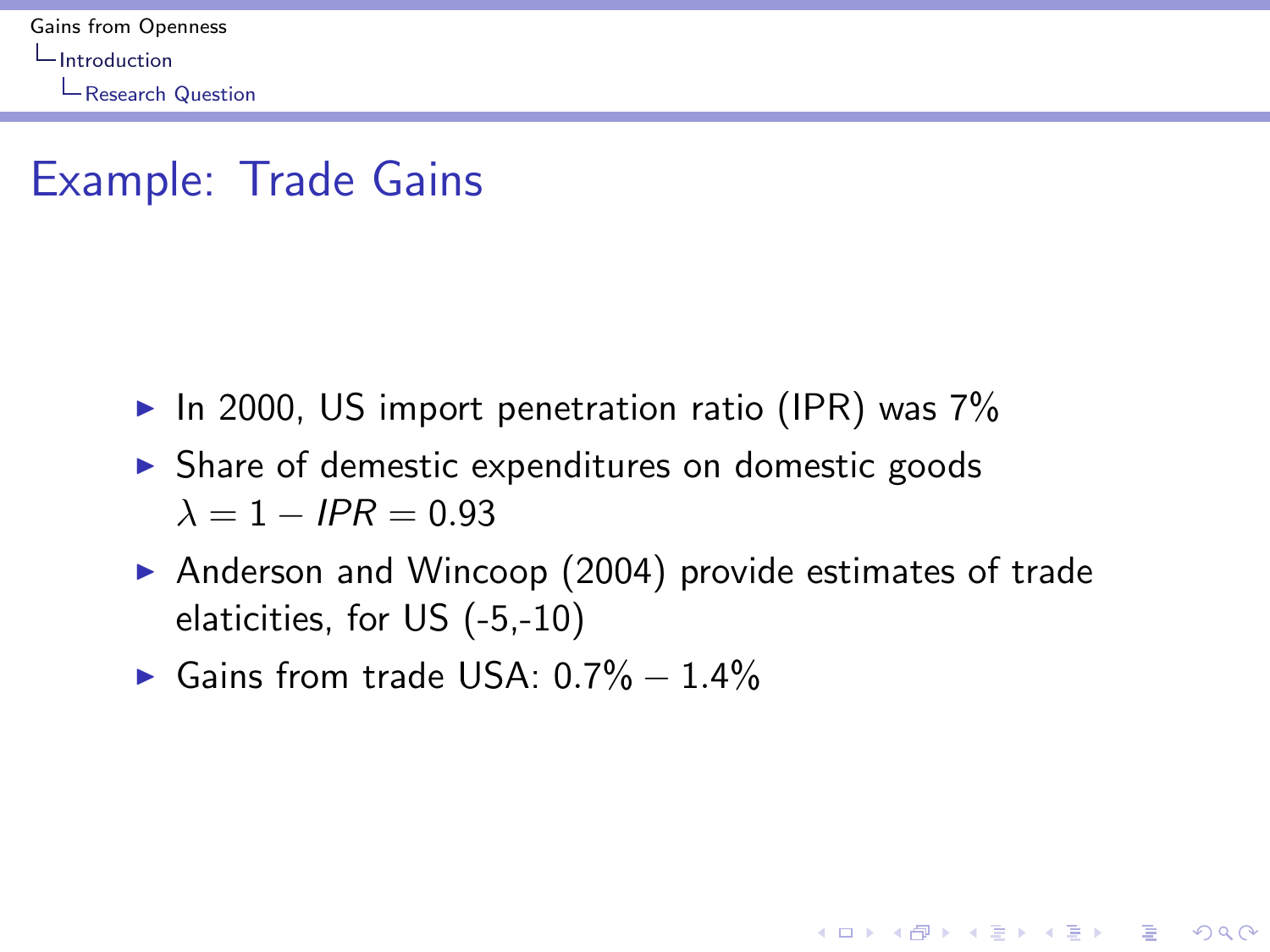# Example: Trade Gains

- In 2000, US import penetration ratio (IPR) was 7%
- Share of demestic expenditures on domestic goods $\lambda = 1 - IPR = 0.93$
- Anderson and Wincoop (2004) provide estimates of trade elaticities, for US (-5,-10)
- Gains from trade USA: $0.7\% - 1.4\%$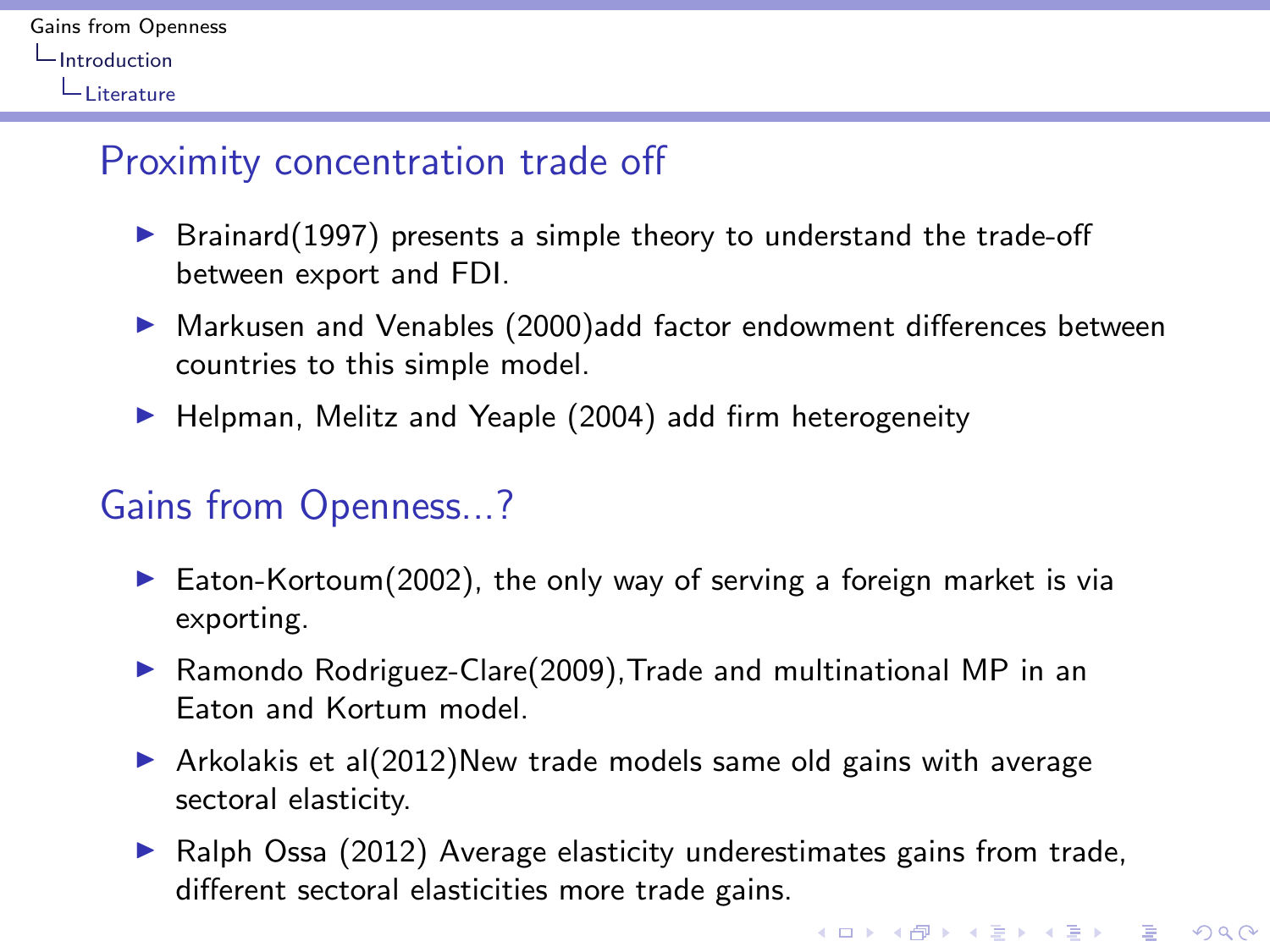## Proximity concentration trade off

- Brainard(1997) presents a simple theory to understand the trade-off between export and FDI.
- Markusen and Venables (2000)add factor endowment differences between countries to this simple model.
- Helpman, Melitz and Yeaple (2004) add firm heterogeneity

## Gains from Openness...?

- Eaton-Kortoum(2002), the only way of serving a foreign market is via exporting.
- Ramondo Rodriguez-Clare(2009),Trade and multinational MP in an Eaton and Kortum model.
- Arkolakis et al(2012)New trade models same old gains with average sectoral elasticity.
- Ralph Ossa (2012) Average elasticity underestimates gains from trade, different sectoral elasticities more trade gains.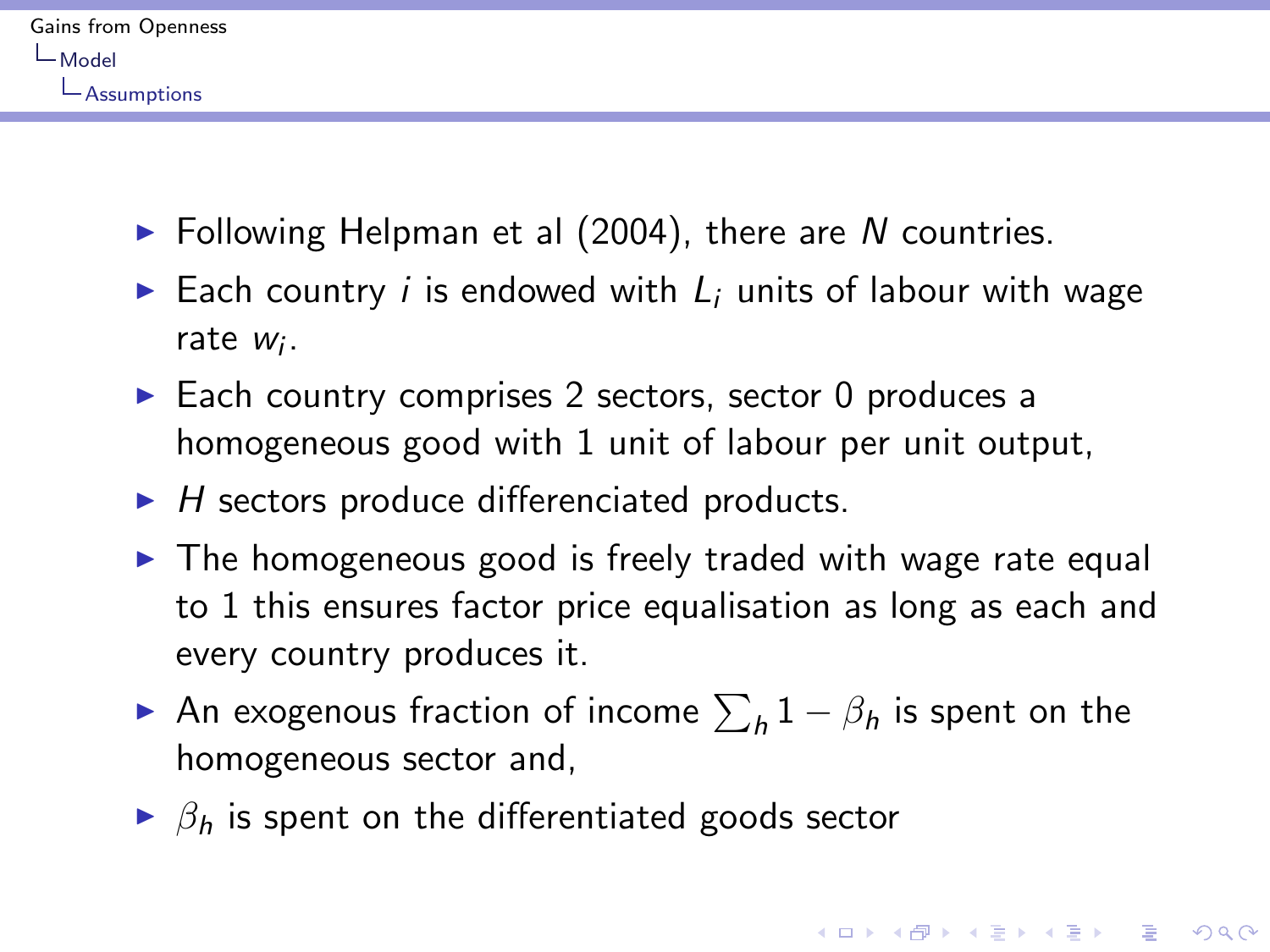- Following Helpman et al (2004), there are $N$ countries.
- Each country $i$ is endowed with $L_i$ units of labour with wage rate $w_i$.
- Each country comprises 2 sectors, sector 0 produces a homogeneous good with 1 unit of labour per unit output,
- $H$ sectors produce differenciated products.
- The homogeneous good is freely traded with wage rate equal to 1 this ensures factor price equalisation as long as each and every country produces it.
- An exogenous fraction of income $\sum_h 1 - \beta_h$ is spent on the homogeneous sector and,
- $\beta_h$ is spent on the differentiated goods sector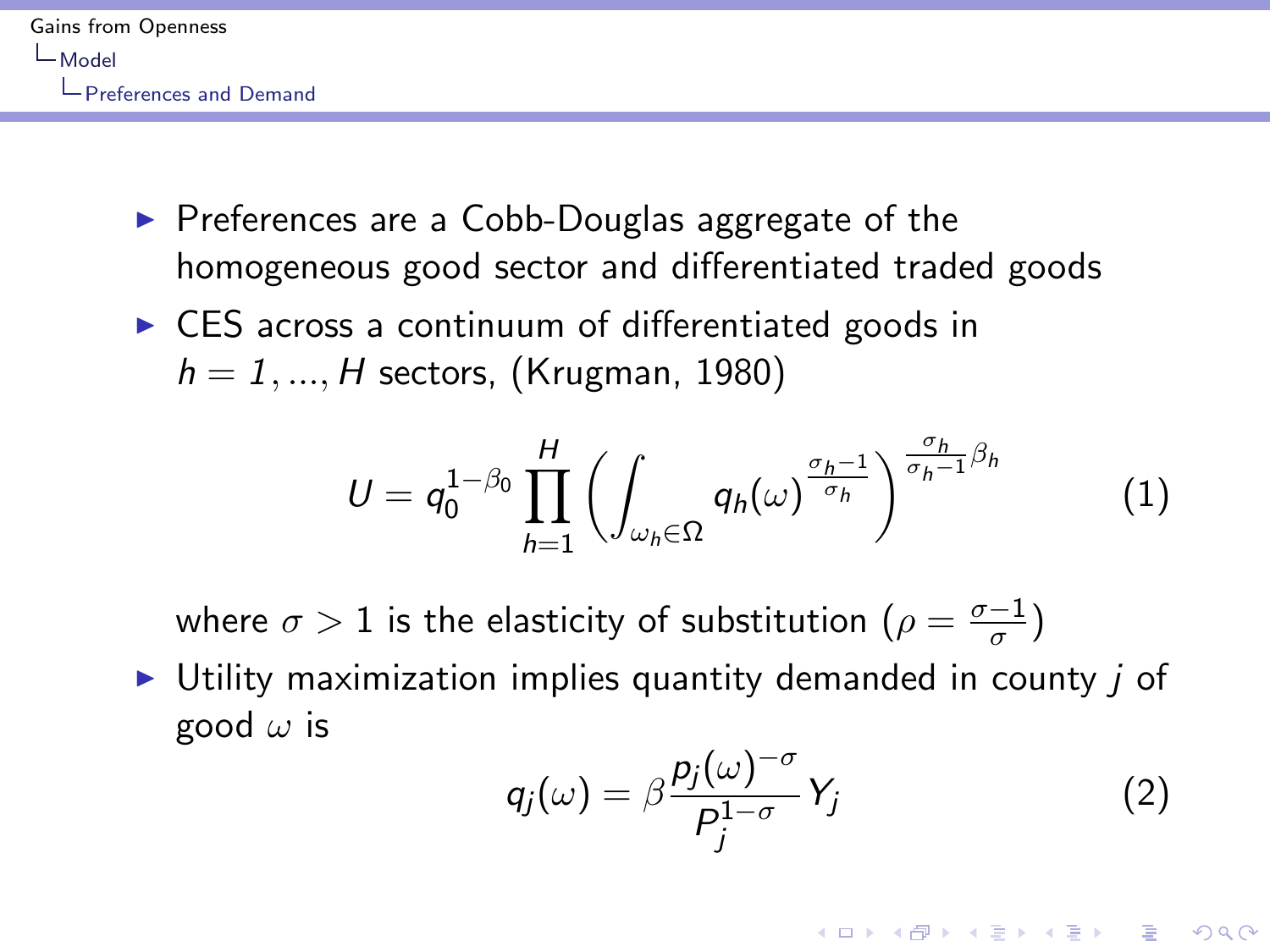- Preferences are a Cobb-Douglas aggregate of the homogeneous good sector and differentiated traded goods
- CES across a continuum of differentiated goods in $h = 1, ..., H$ sectors, (Krugman, 1980)

$$U = q_0^{1-\beta_0} \prod_{h=1}^{H} \left( \int_{\omega_h \in \Omega} q_h(\omega)^{\frac{\sigma_h - 1}{\sigma_h}} \right)^{\frac{\sigma_h}{\sigma_h - 1} \beta_h} \tag{1}$$

where $\sigma > 1$ is the elasticity of substitution ($\rho = \frac{\sigma - 1}{\sigma}$)

- Utility maximization implies quantity demanded in county $j$ of good $\omega$ is

$$q_j(\omega) = \beta \frac{p_j(\omega)^{-\sigma}}{P_j^{1-\sigma}} Y_j \tag{2}$$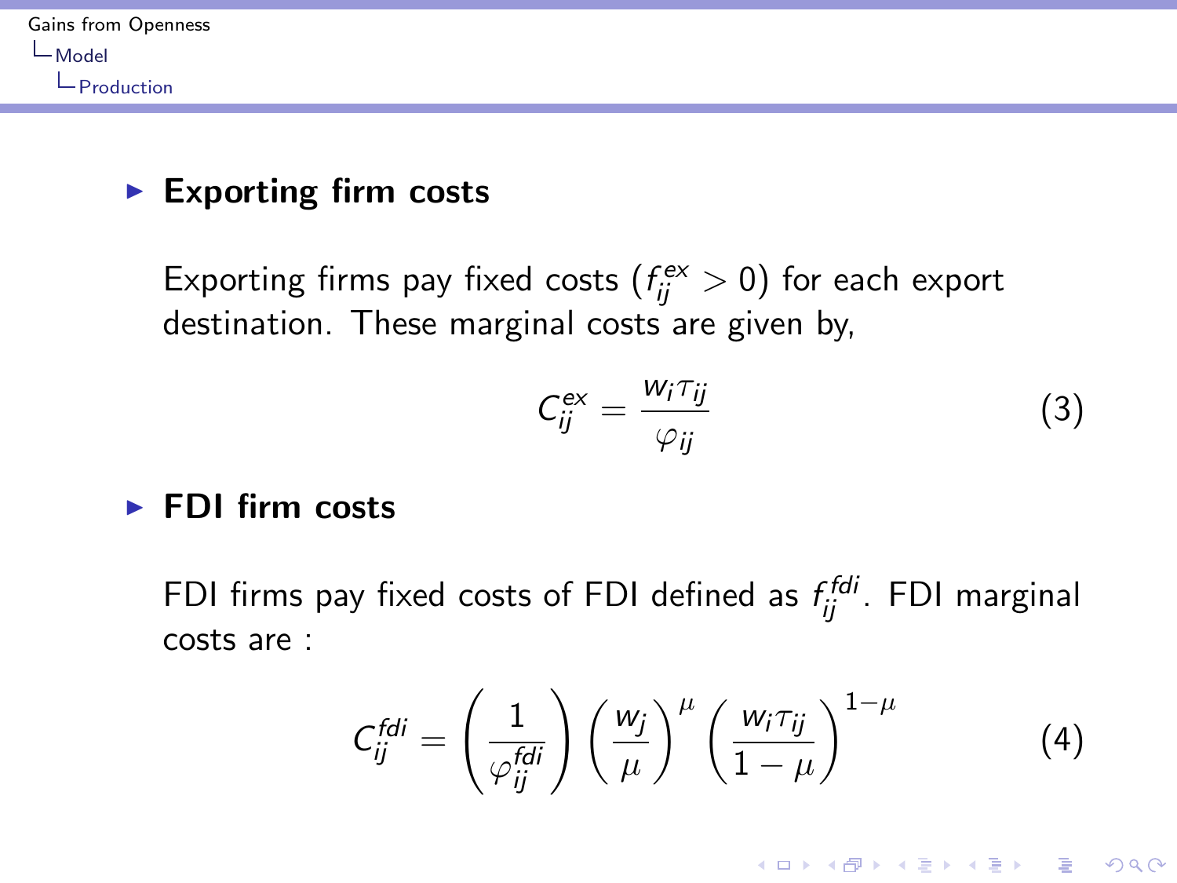- **Exporting firm costs**

  Exporting firms pay fixed costs ($f_{ij}^{ex} > 0$) for each export destination. These marginal costs are given by,

$$C_{ij}^{ex} = \frac{w_i \tau_{ij}}{\varphi_{ij}} \tag{3}$$

- **FDI firm costs**

  FDI firms pay fixed costs of FDI defined as $f_{ij}^{fdi}$. FDI marginal costs are :

$$C_{ij}^{fdi} = \left(\frac{1}{\varphi_{ij}^{fdi}}\right) \left(\frac{w_j}{\mu}\right)^{\mu} \left(\frac{w_i \tau_{ij}}{1-\mu}\right)^{1-\mu} \tag{4}$$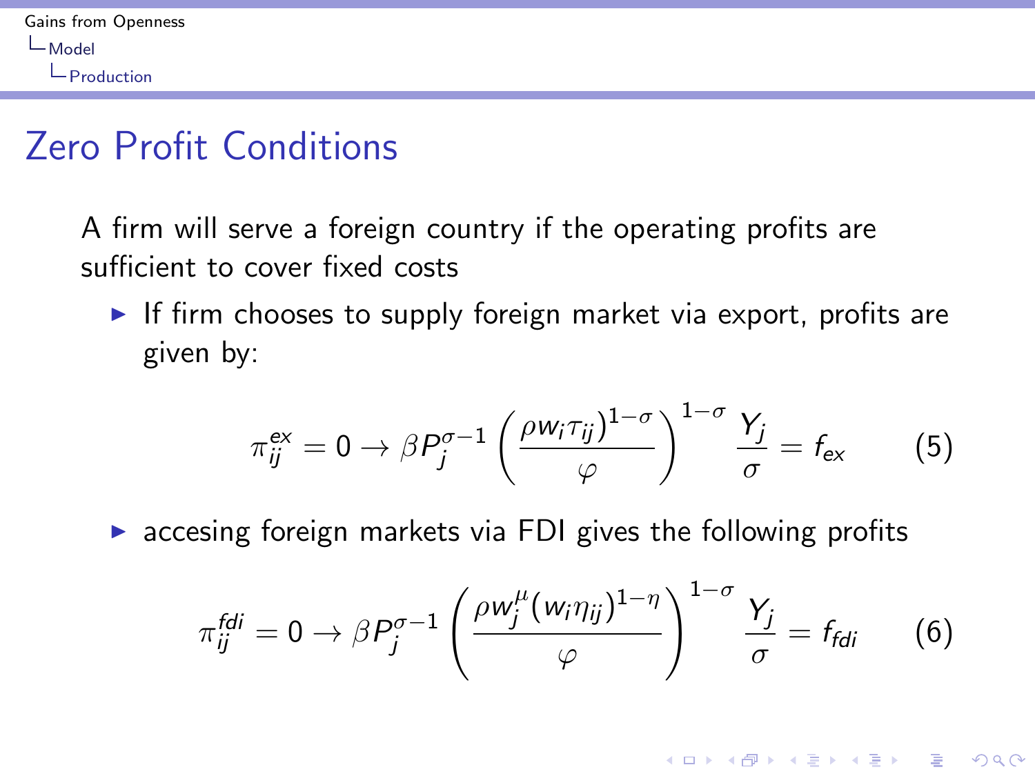## Zero Profit Conditions

A firm will serve a foreign country if the operating profits are sufficient to cover fixed costs

- If firm chooses to supply foreign market via export, profits are given by:

$$\pi_{ij}^{ex} = 0 \rightarrow \beta P_j^{\sigma-1} \left( \frac{\rho w_i \tau_{ij})^{1-\sigma}}{\varphi} \right)^{1-\sigma} \frac{Y_j}{\sigma} = f_{ex} \tag{5}$$

- accesing foreign markets via FDI gives the following profits

$$\pi_{ij}^{fdi} = 0 \rightarrow \beta P_j^{\sigma-1} \left( \frac{\rho w_j^{\mu} (w_i \eta_{ij})^{1-\eta}}{\varphi} \right)^{1-\sigma} \frac{Y_j}{\sigma} = f_{fdi} \tag{6}$$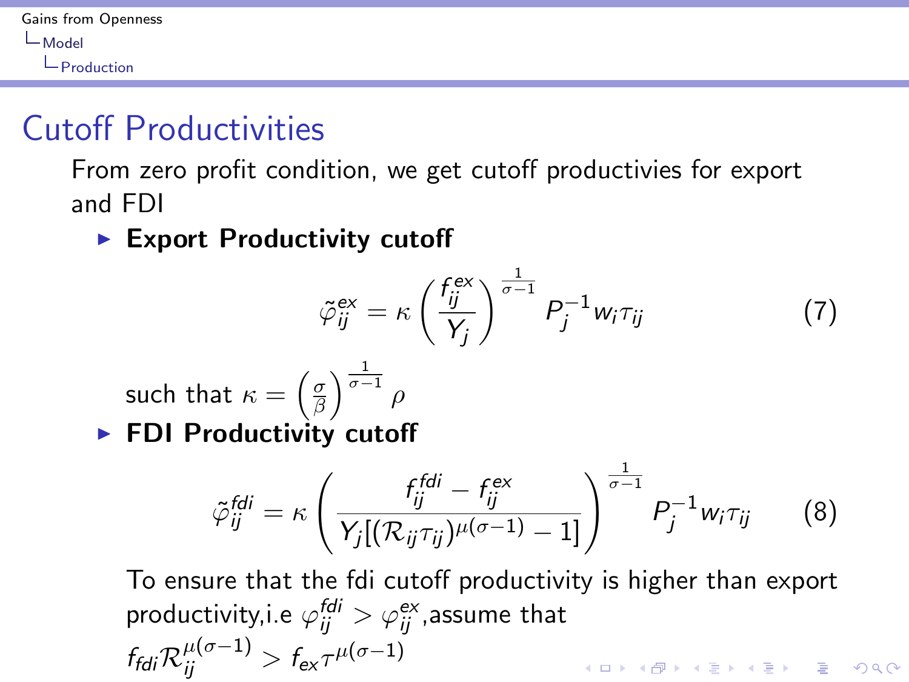# Cutoff Productivities

From zero profit condition, we get cutoff productivies for export and FDI

- **Export Productivity cutoff**

$$\tilde{\varphi}_{ij}^{ex} = \kappa \left( \frac{f_{ij}^{ex}}{Y_j} \right)^{\frac{1}{\sigma-1}} P_j^{-1} w_i \tau_{ij} \tag{7}$$

  such that $\kappa = \left( \frac{\sigma}{\beta} \right)^{\frac{1}{\sigma-1}} \rho$

- **FDI Productivity cutoff**

$$\tilde{\varphi}_{ij}^{fdi} = \kappa \left( \frac{f_{ij}^{fdi} - f_{ij}^{ex}}{Y_j[(\mathcal{R}_{ij}\tau_{ij})^{\mu(\sigma-1)} - 1]} \right)^{\frac{1}{\sigma-1}} P_j^{-1} w_i \tau_{ij} \tag{8}$$

  To ensure that the fdi cutoff productivity is higher than export productivity,i.e $\varphi_{ij}^{fdi} > \varphi_{ij}^{ex}$,assume that $f_{fdi}\mathcal{R}_{ij}^{\mu(\sigma-1)} > f_{ex}\tau^{\mu(\sigma-1)}$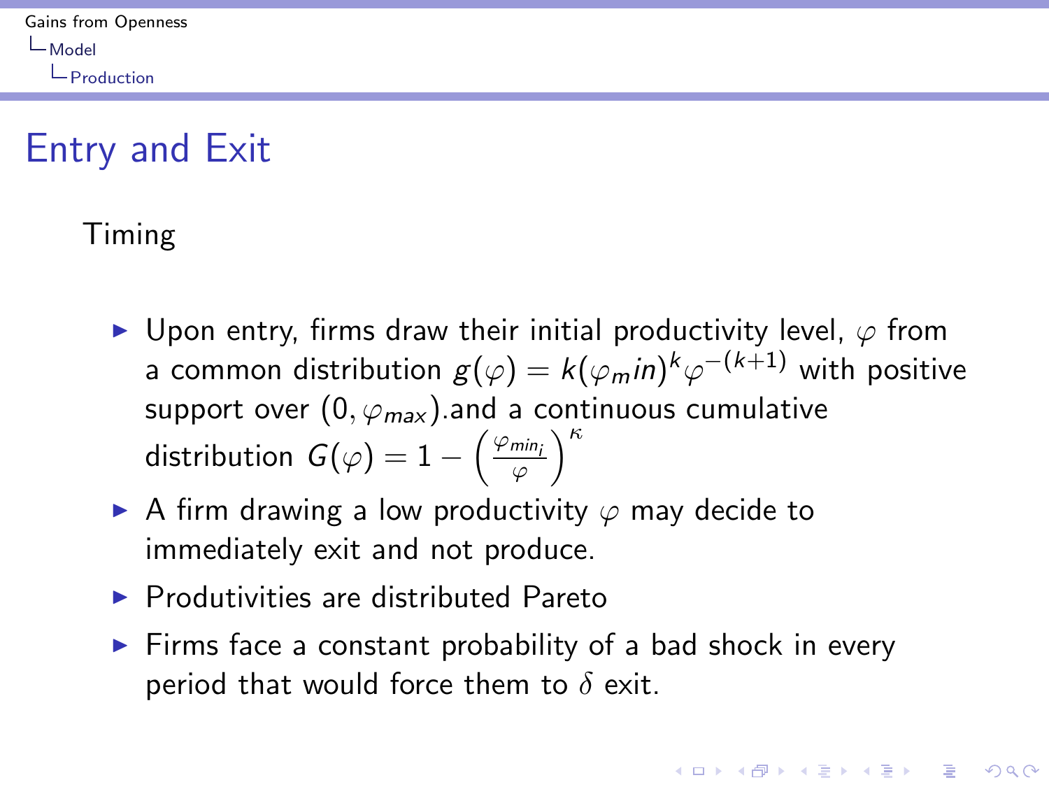# Entry and Exit

Timing

- Upon entry, firms draw their initial productivity level, $\varphi$ from a common distribution $g(\varphi) = k(\varphi_m in)^k \varphi^{-(k+1)}$ with positive support over $(0, \varphi_{max})$.and a continuous cumulative distribution $G(\varphi) = 1 - \left(\frac{\varphi_{min_i}}{\varphi}\right)^{\kappa}$
- A firm drawing a low productivity $\varphi$ may decide to immediately exit and not produce.
- Produtivities are distributed Pareto
- Firms face a constant probability of a bad shock in every period that would force them to $\delta$ exit.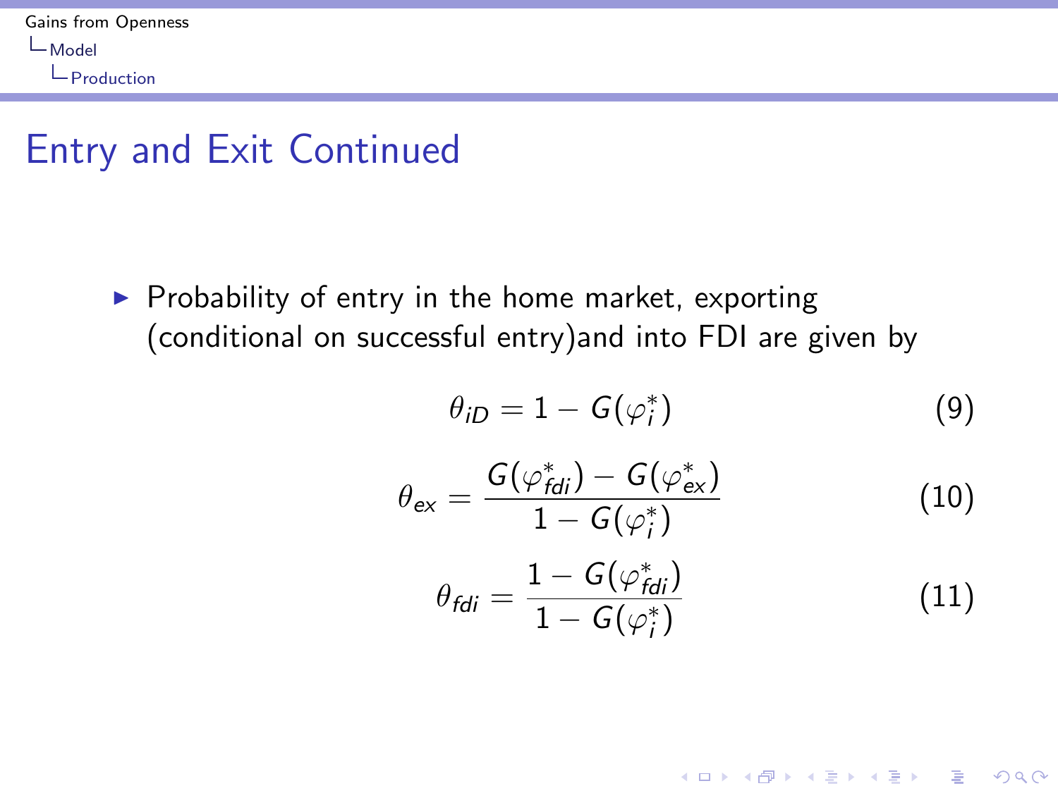## Entry and Exit Continued

- Probability of entry in the home market, exporting (conditional on successful entry)and into FDI are given by

$$\theta_{iD} = 1 - G(\varphi_i^*) \tag{9}$$

$$\theta_{ex} = \frac{G(\varphi_{fdi}^*) - G(\varphi_{ex}^*)}{1 - G(\varphi_i^*)} \tag{10}$$

$$\theta_{fdi} = \frac{1 - G(\varphi_{fdi}^*)}{1 - G(\varphi_i^*)} \tag{11}$$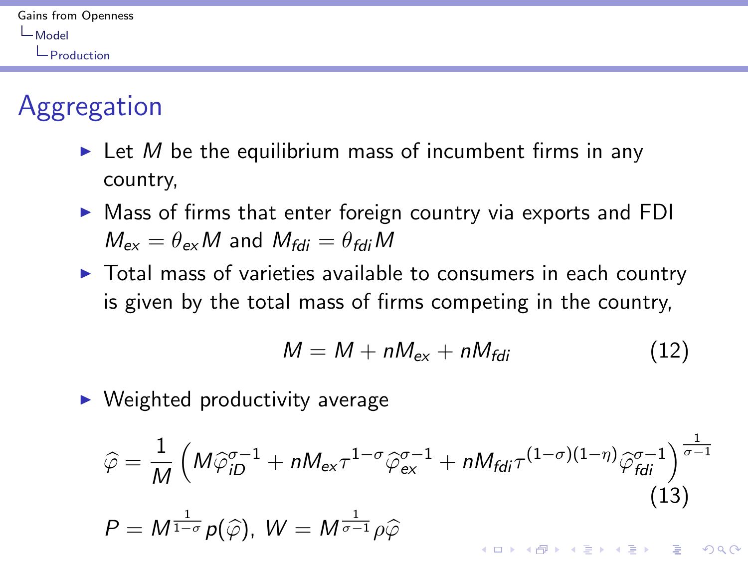# Aggregation

- Let $M$ be the equilibrium mass of incumbent firms in any country,
- Mass of firms that enter foreign country via exports and FDI $M_{ex} = \theta_{ex} M$ and $M_{fdi} = \theta_{fdi} M$
- Total mass of varieties available to consumers in each country is given by the total mass of firms competing in the country,

$$M = M + nM_{ex} + nM_{fdi} \tag{12}$$

- Weighted productivity average

$$\widehat{\varphi} = \frac{1}{M} \left( M \widehat{\varphi}_{iD}^{\sigma-1} + nM_{ex} \tau^{1-\sigma} \widehat{\varphi}_{ex}^{\sigma-1} + nM_{fdi} \tau^{(1-\sigma)(1-\eta)} \widehat{\varphi}_{fdi}^{\sigma-1} \right)^{\frac{1}{\sigma-1}} \tag{13}$$

$$P = M^{\frac{1}{1-\sigma}} p(\widehat{\varphi}), \; W = M^{\frac{1}{\sigma-1}} \rho \widehat{\varphi}$$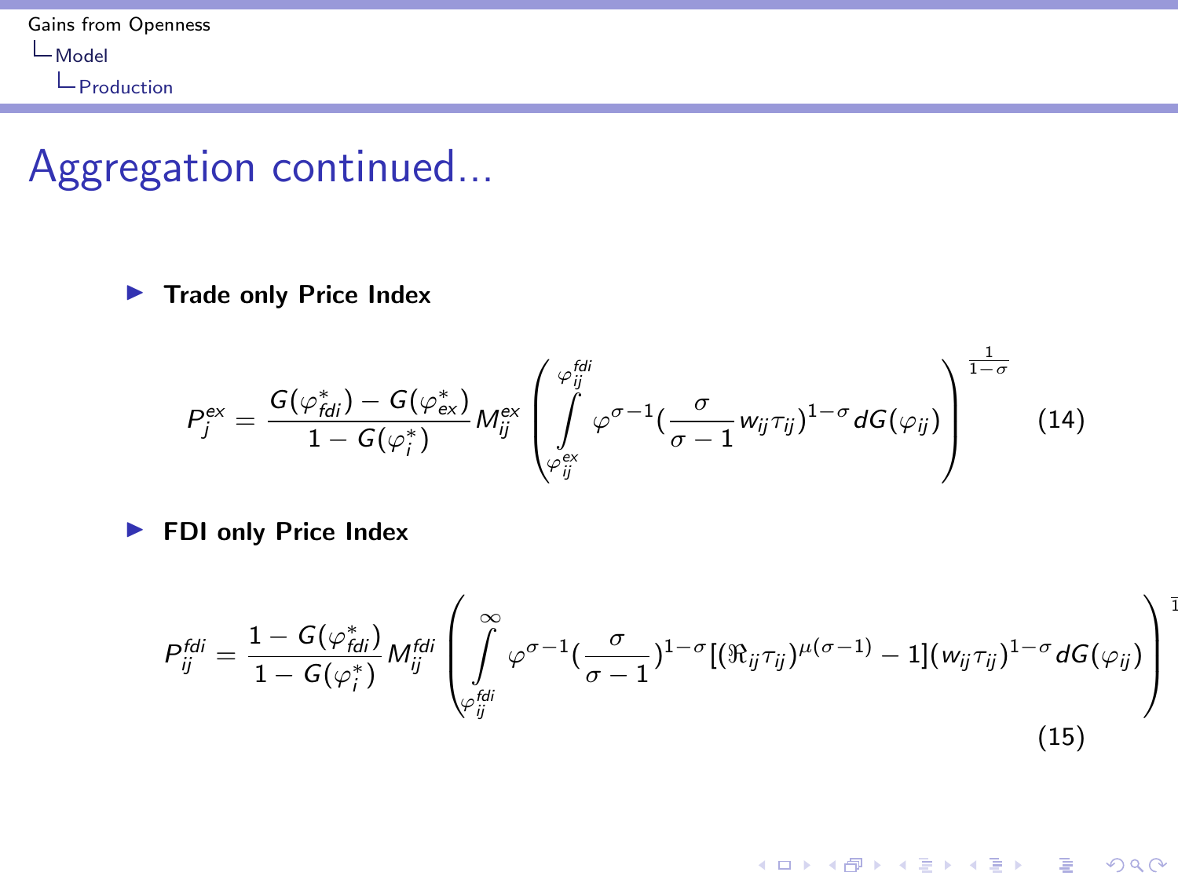# Aggregation continued...

- **Trade only Price Index**

$$P_j^{ex} = \frac{G(\varphi_{fdi}^*) - G(\varphi_{ex}^*)}{1 - G(\varphi_i^*)} M_{ij}^{ex} \left( \int_{\varphi_{ij}^{ex}}^{\varphi_{ij}^{fdi}} \varphi^{\sigma - 1} (\frac{\sigma}{\sigma - 1} w_{ij} \tau_{ij})^{1-\sigma} dG(\varphi_{ij}) \right)^{\frac{1}{1-\sigma}} \tag{14}$$

- **FDI only Price Index**

$$P_{ij}^{fdi} = \frac{1 - G(\varphi_{fdi}^*)}{1 - G(\varphi_i^*)} M_{ij}^{fdi} \left( \int_{\varphi_{ij}^{fdi}}^{\infty} \varphi^{\sigma - 1} (\frac{\sigma}{\sigma - 1})^{1-\sigma} [(\Re_{ij} \tau_{ij})^{\mu(\sigma - 1)} - 1] (w_{ij} \tau_{ij})^{1-\sigma} dG(\varphi_{ij}) \right)^{\frac{1}{1-\sigma}} \tag{15}$$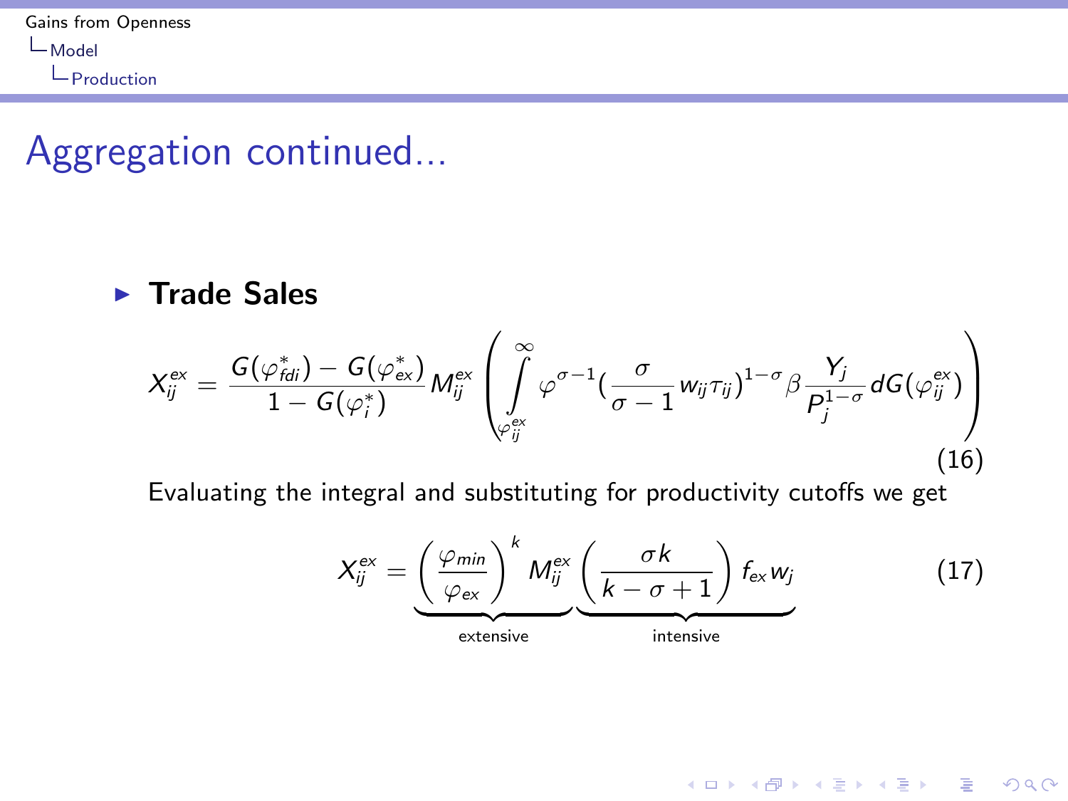# Aggregation continued...

- **Trade Sales**

$$X_{ij}^{ex} = \frac{G(\varphi_{fdi}^{*}) - G(\varphi_{ex}^{*})}{1 - G(\varphi_{i}^{*})} M_{ij}^{ex} \left( \int_{\varphi_{ij}^{ex}}^{\infty} \varphi^{\sigma-1} (\frac{\sigma}{\sigma-1} w_{ij} \tau_{ij})^{1-\sigma} \beta \frac{Y_j}{P_j^{1-\sigma}} dG(\varphi_{ij}^{ex}) \right) \tag{16}$$

Evaluating the integral and substituting for productivity cutoffs we get

$$X_{ij}^{ex} = \underbrace{\left(\frac{\varphi_{min}}{\varphi_{ex}}\right)^{k} M_{ij}^{ex}}_{\text{extensive}} \underbrace{\left(\frac{\sigma k}{k - \sigma + 1}\right) f_{ex} w_j}_{\text{intensive}} \tag{17}$$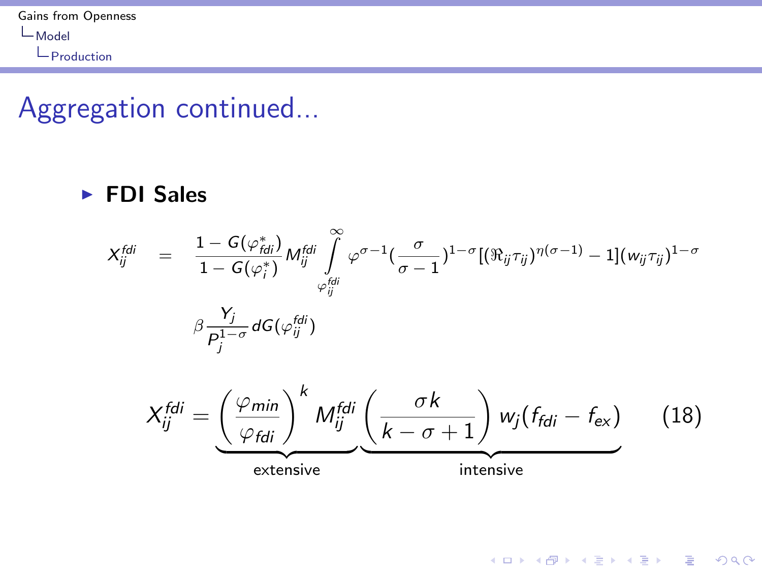# Aggregation continued...

- **FDI Sales**

$$X_{ij}^{fdi} = \frac{1 - G(\varphi_{fdi}^{*})}{1 - G(\varphi_i^{*})} M_{ij}^{fdi} \int_{\varphi_{ij}^{fdi}}^{\infty} \varphi^{\sigma-1} \left(\frac{\sigma}{\sigma-1}\right)^{1-\sigma} [(\Re_{ij}\tau_{ij})^{\eta(\sigma-1)} - 1](w_{ij}\tau_{ij})^{1-\sigma} \beta \frac{Y_j}{P_j^{1-\sigma}} dG(\varphi_{ij}^{fdi})$$

$$X_{ij}^{fdi} = \underbrace{\left(\frac{\varphi_{min}}{\varphi_{fdi}}\right)^{k} M_{ij}^{fdi}}_{\text{extensive}} \underbrace{\left(\frac{\sigma k}{k - \sigma + 1}\right) w_j (f_{fdi} - f_{ex})}_{\text{intensive}} \qquad (18)$$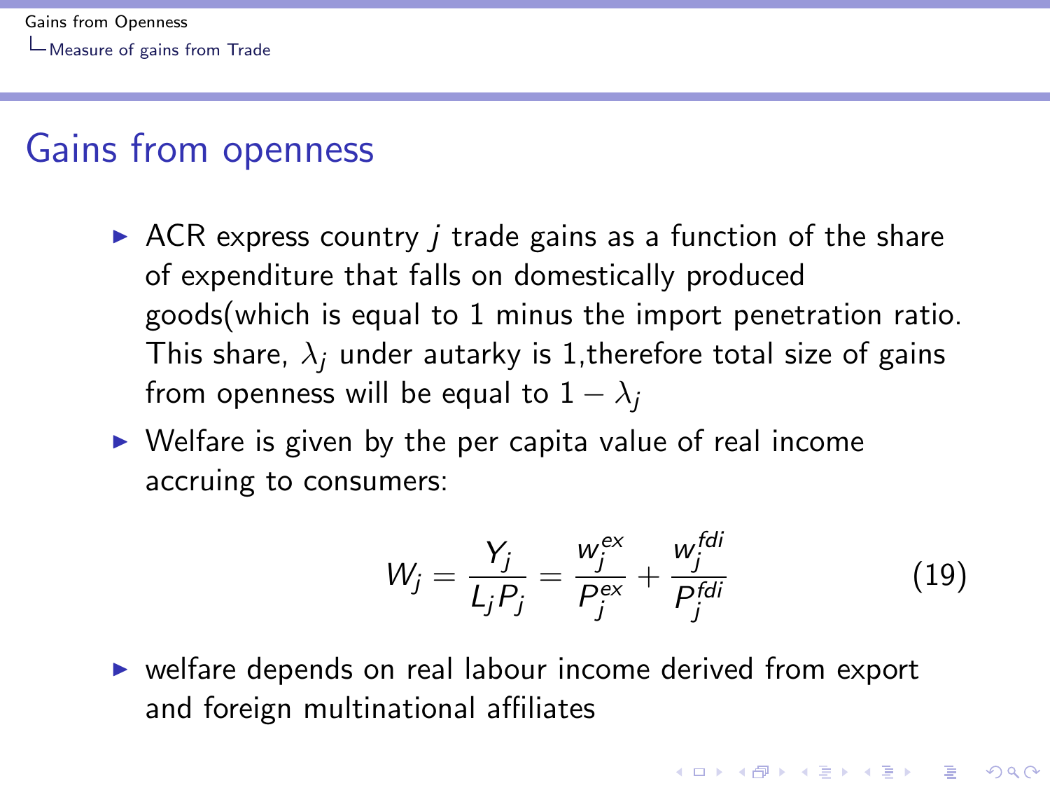# Gains from openness

- ACR express country $j$ trade gains as a function of the share of expenditure that falls on domestically produced goods(which is equal to 1 minus the import penetration ratio. This share, $\lambda_j$ under autarky is 1,therefore total size of gains from openness will be equal to $1 - \lambda_j$
- Welfare is given by the per capita value of real income accruing to consumers:

$$W_j = \frac{Y_j}{L_j P_j} = \frac{w_j^{ex}}{P_j^{ex}} + \frac{w_j^{fdi}}{P_j^{fdi}} \tag{19}$$

- welfare depends on real labour income derived from export and foreign multinational affiliates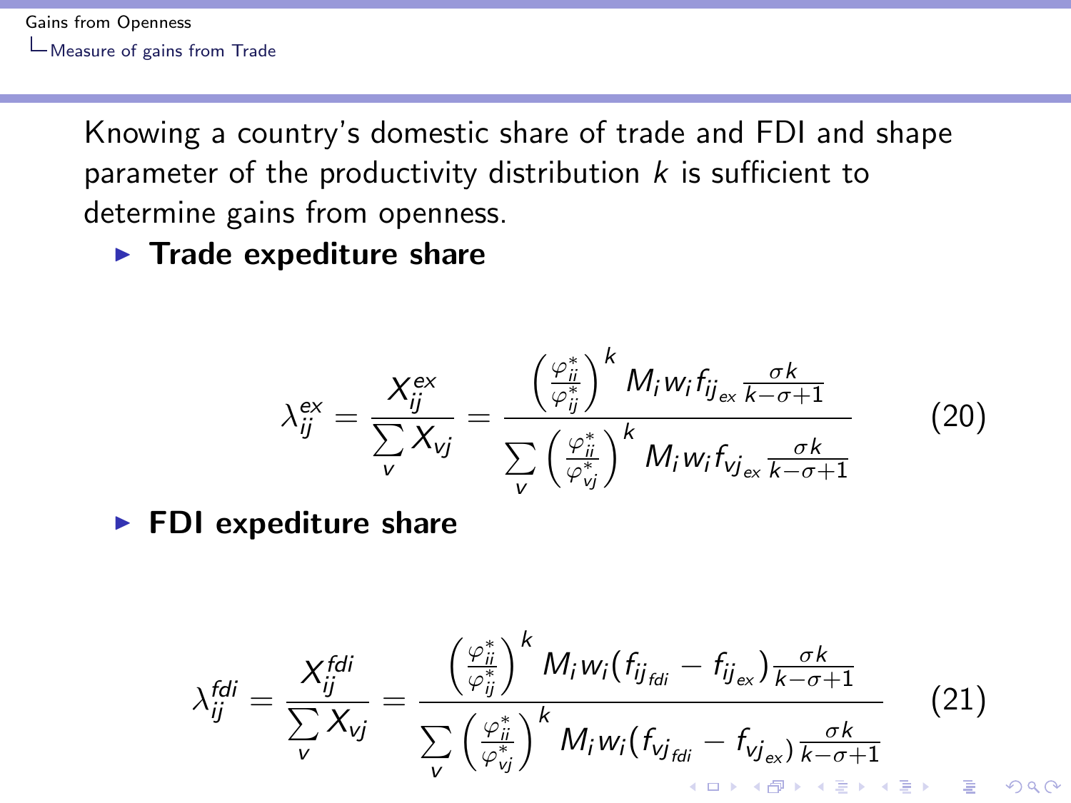Knowing a country's domestic share of trade and FDI and shape parameter of the productivity distribution $k$ is sufficient to determine gains from openness.

- **Trade expediture share**

$$\lambda_{ij}^{ex} = \frac{X_{ij}^{ex}}{\sum\limits_{v} X_{vj}} = \frac{\left(\frac{\varphi_{ii}^{*}}{\varphi_{ij}^{*}}\right)^{k} M_i w_i f_{ij_{ex}} \frac{\sigma k}{k-\sigma+1}}{\sum\limits_{v} \left(\frac{\varphi_{ii}^{*}}{\varphi_{vj}^{*}}\right)^{k} M_i w_i f_{vj_{ex}} \frac{\sigma k}{k-\sigma+1}} \tag{20}$$

- **FDI expediture share**

$$\lambda_{ij}^{fdi} = \frac{X_{ij}^{fdi}}{\sum\limits_{v} X_{vj}} = \frac{\left(\frac{\varphi_{ii}^{*}}{\varphi_{ij}^{*}}\right)^{k} M_i w_i (f_{ij_{fdi}} - f_{ij_{ex}}) \frac{\sigma k}{k-\sigma+1}}{\sum\limits_{v} \left(\frac{\varphi_{ii}^{*}}{\varphi_{vj}^{*}}\right)^{k} M_i w_i (f_{vj_{fdi}} - f_{vj_{ex}}) \frac{\sigma k}{k-\sigma+1}} \tag{21}$$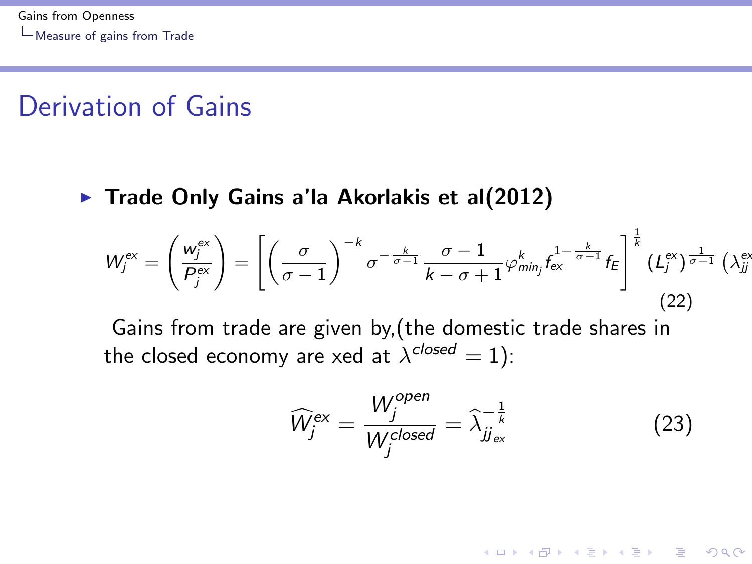# Derivation of Gains

- **Trade Only Gains a'la Akorlakis et al(2012)**

$$W_j^{ex} = \left(\frac{w_j^{ex}}{P_j^{ex}}\right) = \left[\left(\frac{\sigma}{\sigma-1}\right)^{-k} \sigma^{-\frac{k}{\sigma-1}} \frac{\sigma-1}{k-\sigma+1} \varphi_{min_j}^{k} f_{ex}^{1-\frac{k}{\sigma-1}} f_E\right]^{\frac{1}{k}} (L_j^{ex})^{\frac{1}{\sigma-1}} (\lambda_{jj}^{ex} \tag{22}$$

Gains from trade are given by,(the domestic trade shares in the closed economy are xed at $\lambda^{closed} = 1$):

$$\widehat{W}_j^{ex} = \frac{W_j^{open}}{W_j^{closed}} = \widehat{\lambda}_{jj_{ex}}^{-\frac{1}{k}} \tag{23}$$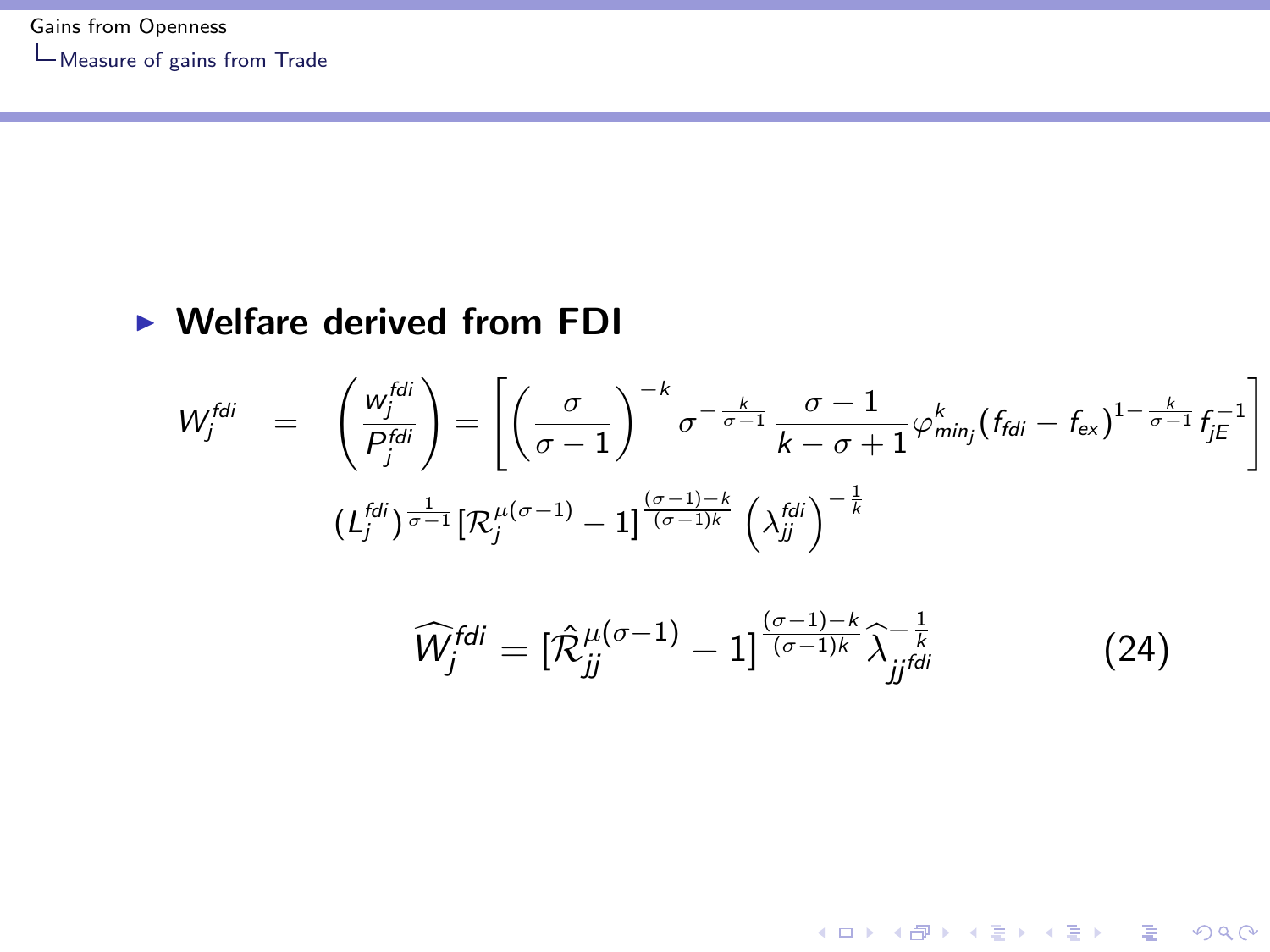- **Welfare derived from FDI**

$$W_j^{fdi} = \left(\frac{w_j^{fdi}}{P_j^{fdi}}\right) = \left[\left(\frac{\sigma}{\sigma-1}\right)^{-k} \sigma^{-\frac{k}{\sigma-1}} \frac{\sigma-1}{k-\sigma+1} \varphi_{min_j}^{k} (f_{fdi} - f_{ex})^{1-\frac{k}{\sigma-1}} f_{jE}^{-1}\right] (L_j^{fdi})^{\frac{1}{\sigma-1}} [\mathcal{R}_j^{\mu(\sigma-1)} - 1]^{\frac{(\sigma-1)-k}{(\sigma-1)k}} \left(\lambda_{jj}^{fdi}\right)^{-\frac{1}{k}}$$

$$\widehat{W}_j^{fdi} = [\hat{\mathcal{R}}_{jj}^{\mu(\sigma-1)} - 1]^{\frac{(\sigma-1)-k}{(\sigma-1)k}} \widehat{\lambda}_{jj^{fdi}}^{-\frac{1}{k}} \tag{24}$$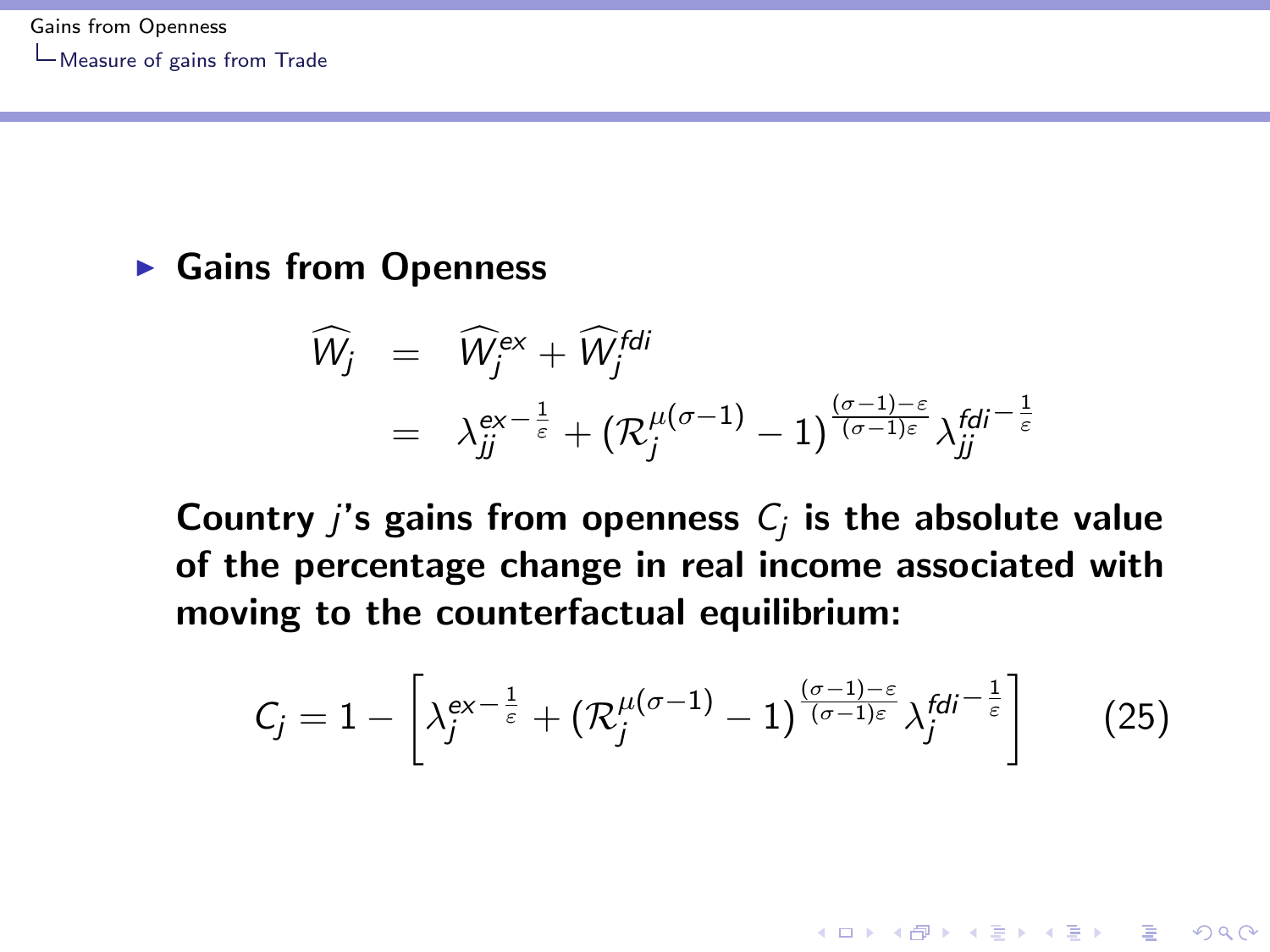- **Gains from Openness**

$$
\begin{aligned}
\widehat{W_j} &= \widehat{W}_j^{ex} + \widehat{W}_j^{fdi} \\
&= \lambda_{jj}^{ex-\frac{1}{\varepsilon}} + \left(\mathcal{R}_j^{\mu(\sigma-1)} - 1\right)^{\frac{(\sigma-1)-\varepsilon}{(\sigma-1)\varepsilon}} \lambda_{jj}^{fdi-\frac{1}{\varepsilon}}
\end{aligned}
$$

**Country $j$'s gains from openness $C_j$ is the absolute value of the percentage change in real income associated with moving to the counterfactual equilibrium:**

$$
C_j = 1 - \left[\lambda_j^{ex-\frac{1}{\varepsilon}} + \left(\mathcal{R}_j^{\mu(\sigma-1)} - 1\right)^{\frac{(\sigma-1)-\varepsilon}{(\sigma-1)\varepsilon}} \lambda_j^{fdi-\frac{1}{\varepsilon}}\right] \qquad (25)
$$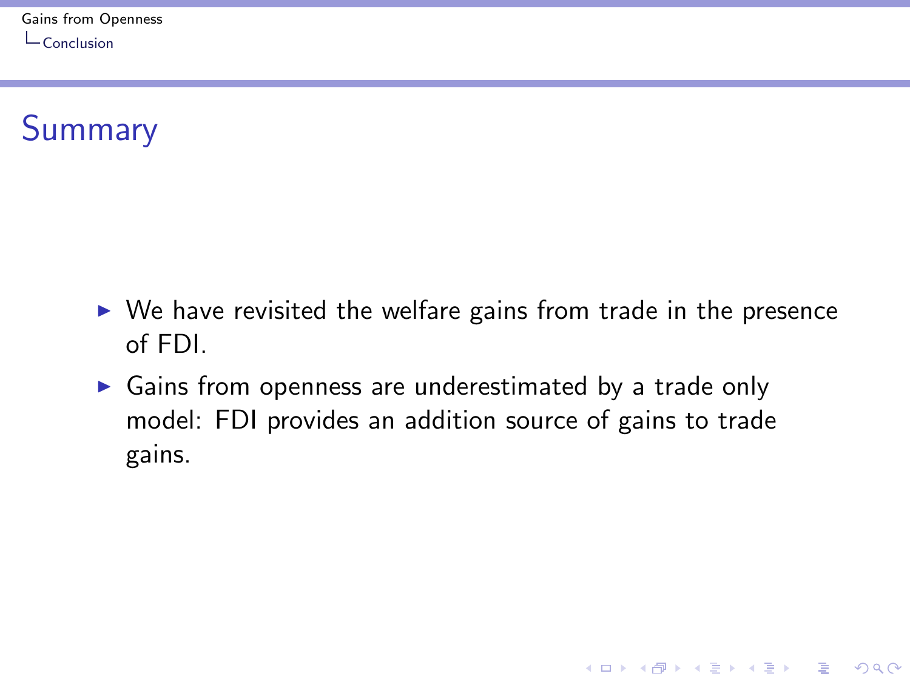## Summary

- We have revisited the welfare gains from trade in the presence of FDI.
- Gains from openness are underestimated by a trade only model: FDI provides an addition source of gains to trade gains.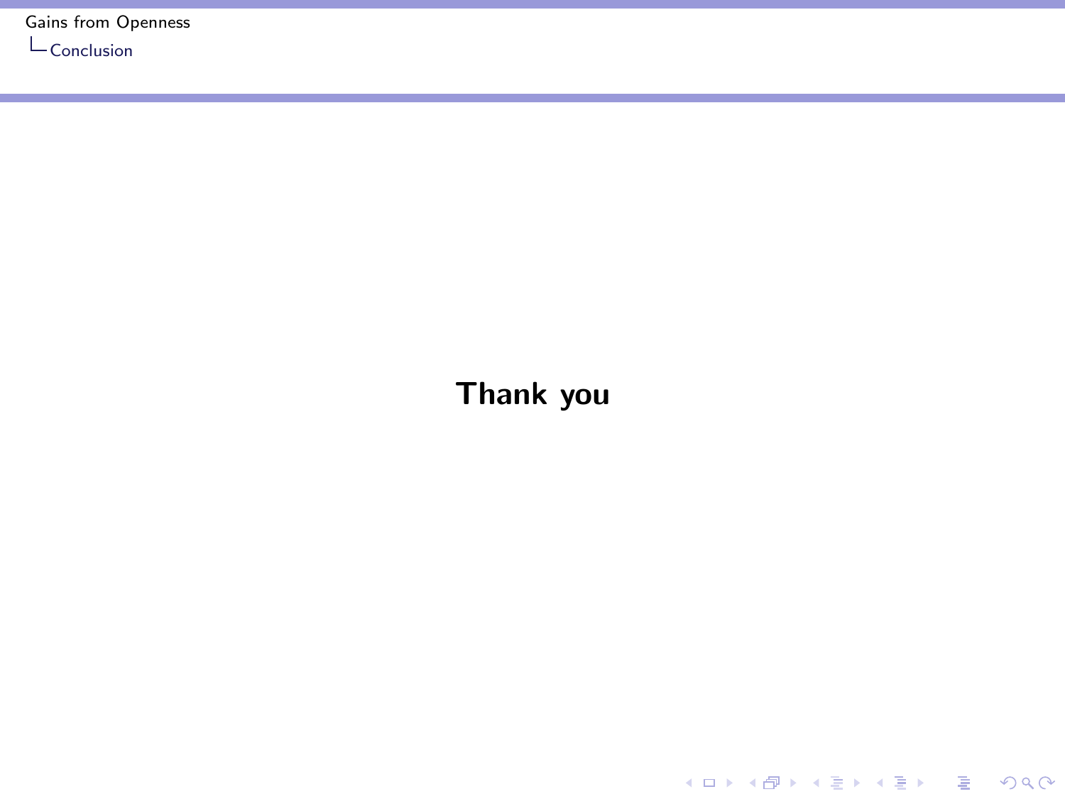**Thank you**